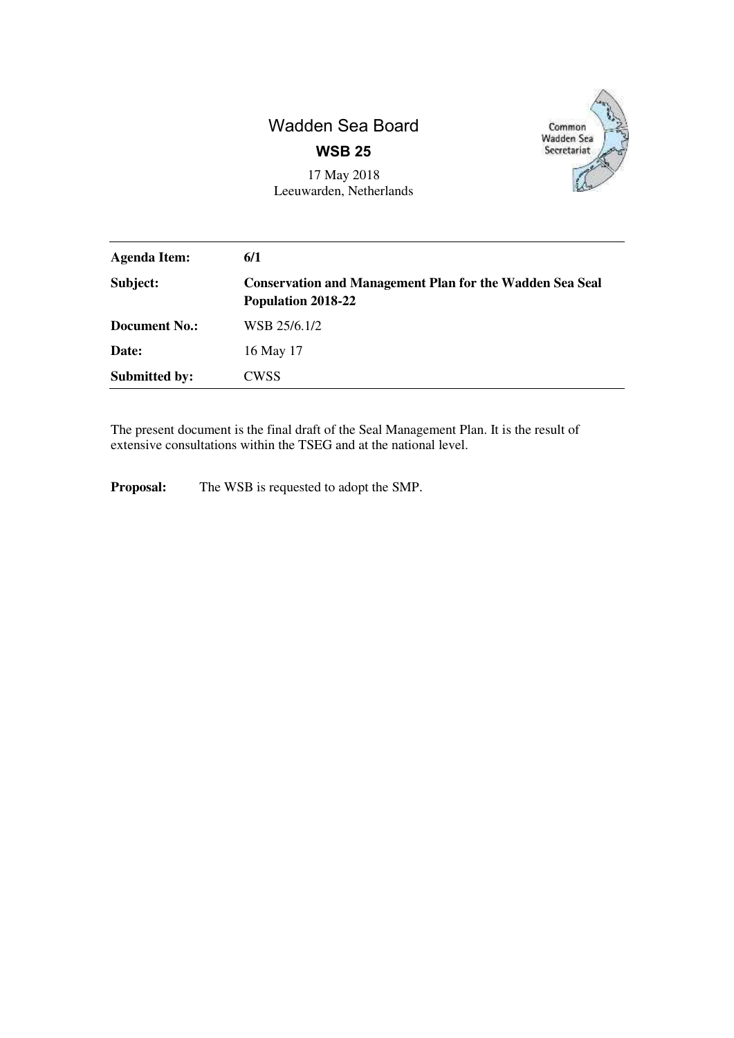# Wadden Sea Board

## WSB 25

17 May 2018
Leeuwarden, Netherlands

Common Wadden Sea Secretariat

| | |
|---|---|
| **Agenda Item:** | **6/1** |
| **Subject:** | **Conservation and Management Plan for the Wadden Sea Seal Population 2018-22** |
| **Document No.:** | WSB 25/6.1/2 |
| **Date:** | 16 May 17 |
| **Submitted by:** | CWSS |

The present document is the final draft of the Seal Management Plan. It is the result of extensive consultations within the TSEG and at the national level.

**Proposal:** The WSB is requested to adopt the SMP.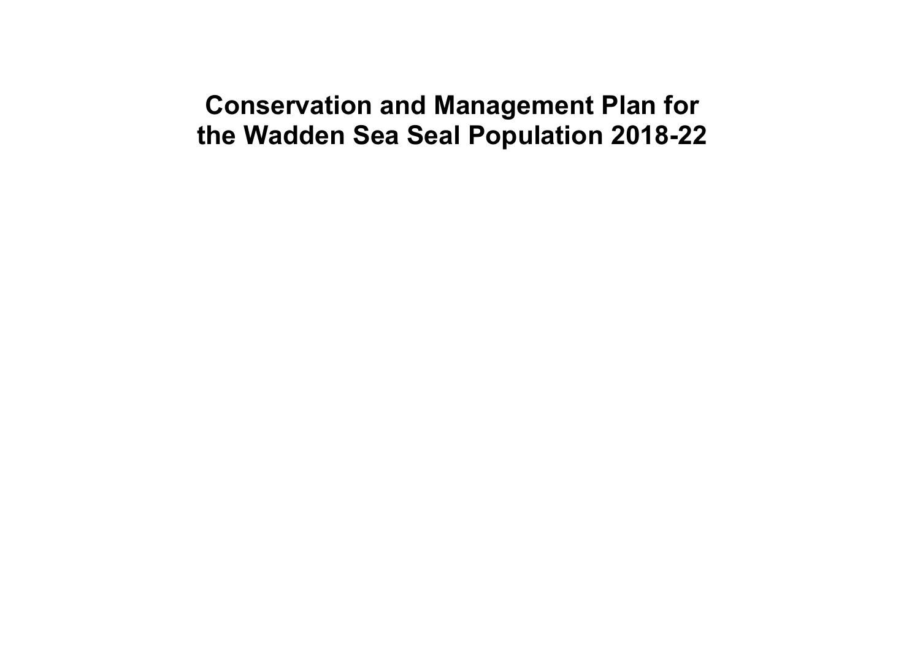# Conservation and Management Plan for the Wadden Sea Seal Population 2018-22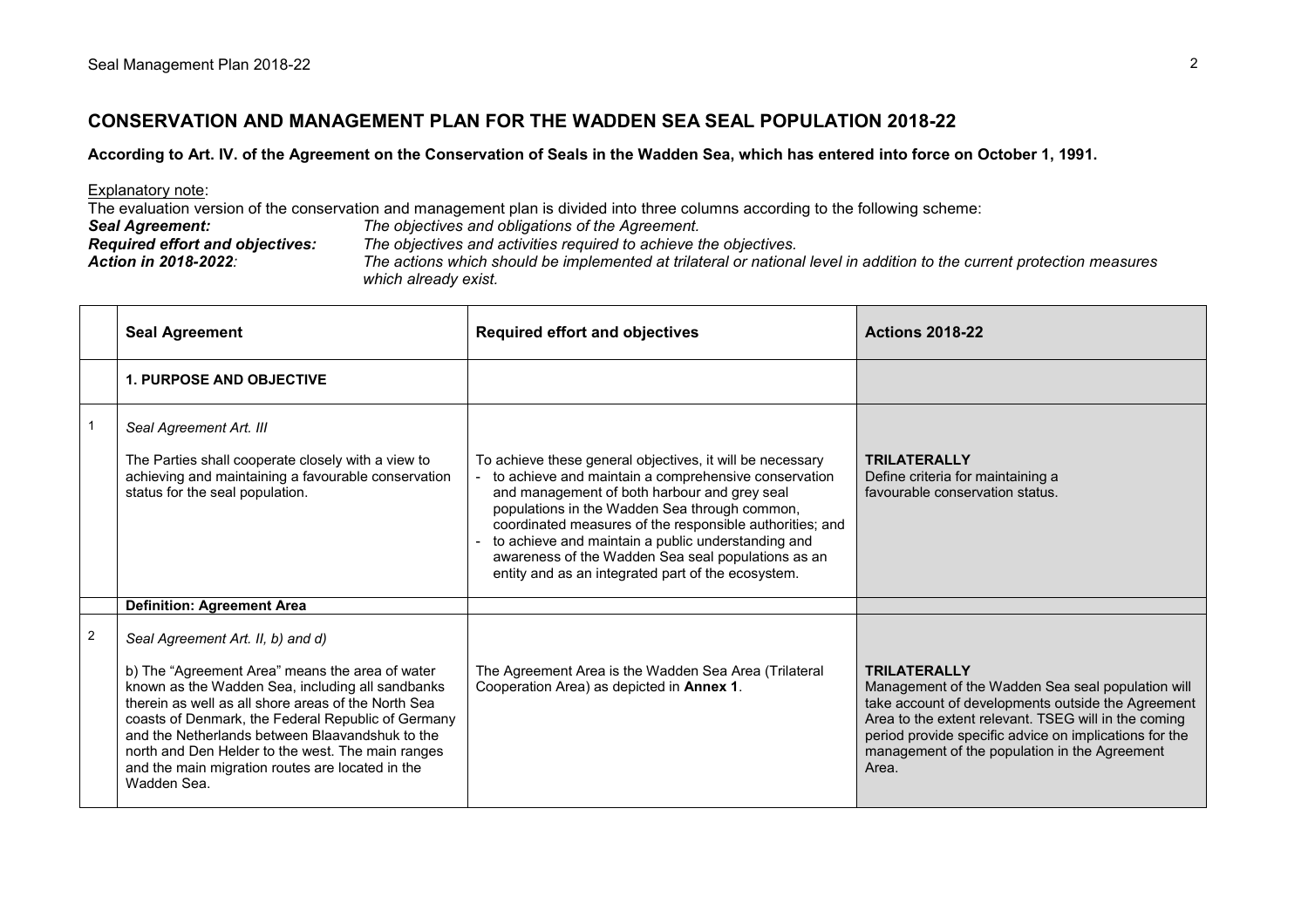## CONSERVATION AND MANAGEMENT PLAN FOR THE WADDEN SEA SEAL POPULATION 2018-22

**According to Art. IV. of the Agreement on the Conservation of Seals in the Wadden Sea, which has entered into force on October 1, 1991.**

Explanatory note:

The evaluation version of the conservation and management plan is divided into three columns according to the following scheme:

***Seal Agreement:*** *The objectives and obligations of the Agreement.*
***Required effort and objectives:*** *The objectives and activities required to achieve the objectives.*
***Action in 2018-2022:*** *The actions which should be implemented at trilateral or national level in addition to the current protection measures which already exist.*

| | Seal Agreement | Required effort and objectives | Actions 2018-22 |
|---|---|---|---|
| | **1. PURPOSE AND OBJECTIVE** | | |
| 1 | *Seal Agreement Art. III*<br><br>The Parties shall cooperate closely with a view to achieving and maintaining a favourable conservation status for the seal population. | To achieve these general objectives, it will be necessary<br>- to achieve and maintain a comprehensive conservation and management of both harbour and grey seal populations in the Wadden Sea through common, coordinated measures of the responsible authorities; and<br>- to achieve and maintain a public understanding and awareness of the Wadden Sea seal populations as an entity and as an integrated part of the ecosystem. | **TRILATERALLY**<br>Define criteria for maintaining a favourable conservation status. |
| | **Definition: Agreement Area** | | |
| 2 | *Seal Agreement Art. II, b) and d)*<br><br>b) The "Agreement Area" means the area of water known as the Wadden Sea, including all sandbanks therein as well as all shore areas of the North Sea coasts of Denmark, the Federal Republic of Germany and the Netherlands between Blaavandshuk to the north and Den Helder to the west. The main ranges and the main migration routes are located in the Wadden Sea. | The Agreement Area is the Wadden Sea Area (Trilateral Cooperation Area) as depicted in **Annex 1**. | **TRILATERALLY**<br>Management of the Wadden Sea seal population will take account of developments outside the Agreement Area to the extent relevant. TSEG will in the coming period provide specific advice on implications for the management of the population in the Agreement Area. |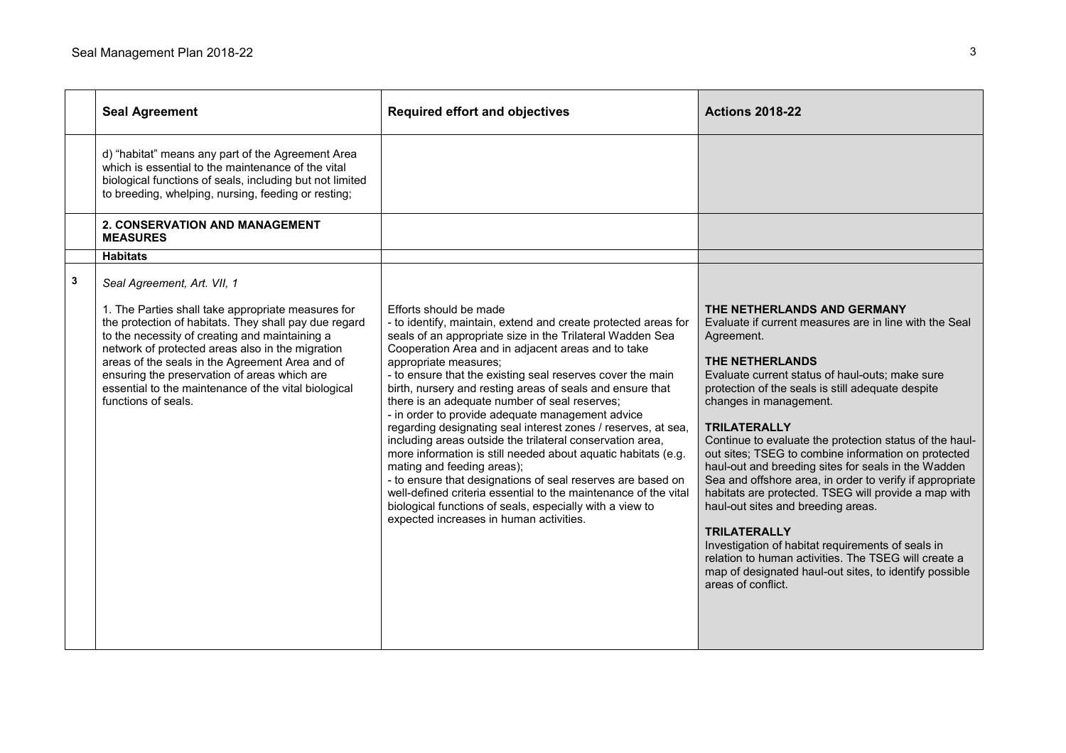|   | Seal Agreement | Required effort and objectives | Actions 2018-22 |
|---|---|---|---|
|   | d) “habitat” means any part of the Agreement Area which is essential to the maintenance of the vital biological functions of seals, including but not limited to breeding, whelping, nursing, feeding or resting; |   |   |
|   | **2. CONSERVATION AND MANAGEMENT MEASURES** |   |   |
|   | **Habitats** |   |   |
| **3** | *Seal Agreement, Art. VII, 1*<br><br>1. The Parties shall take appropriate measures for the protection of habitats. They shall pay due regard to the necessity of creating and maintaining a network of protected areas also in the migration areas of the seals in the Agreement Area and of ensuring the preservation of areas which are essential to the maintenance of the vital biological functions of seals. | Efforts should be made<br>- to identify, maintain, extend and create protected areas for seals of an appropriate size in the Trilateral Wadden Sea Cooperation Area and in adjacent areas and to take appropriate measures;<br>- to ensure that the existing seal reserves cover the main birth, nursery and resting areas of seals and ensure that there is an adequate number of seal reserves;<br>- in order to provide adequate management advice regarding designating seal interest zones / reserves, at sea, including areas outside the trilateral conservation area, more information is still needed about aquatic habitats (e.g. mating and feeding areas);<br>- to ensure that designations of seal reserves are based on well-defined criteria essential to the maintenance of the vital biological functions of seals, especially with a view to expected increases in human activities. | **THE NETHERLANDS AND GERMANY**<br>Evaluate if current measures are in line with the Seal Agreement.<br><br>**THE NETHERLANDS**<br>Evaluate current status of haul-outs; make sure protection of the seals is still adequate despite changes in management.<br><br>**TRILATERALLY**<br>Continue to evaluate the protection status of the haul-out sites; TSEG to combine information on protected haul-out and breeding sites for seals in the Wadden Sea and offshore area, in order to verify if appropriate habitats are protected. TSEG will provide a map with haul-out sites and breeding areas.<br><br>**TRILATERALLY**<br>Investigation of habitat requirements of seals in relation to human activities. The TSEG will create a map of designated haul-out sites, to identify possible areas of conflict. |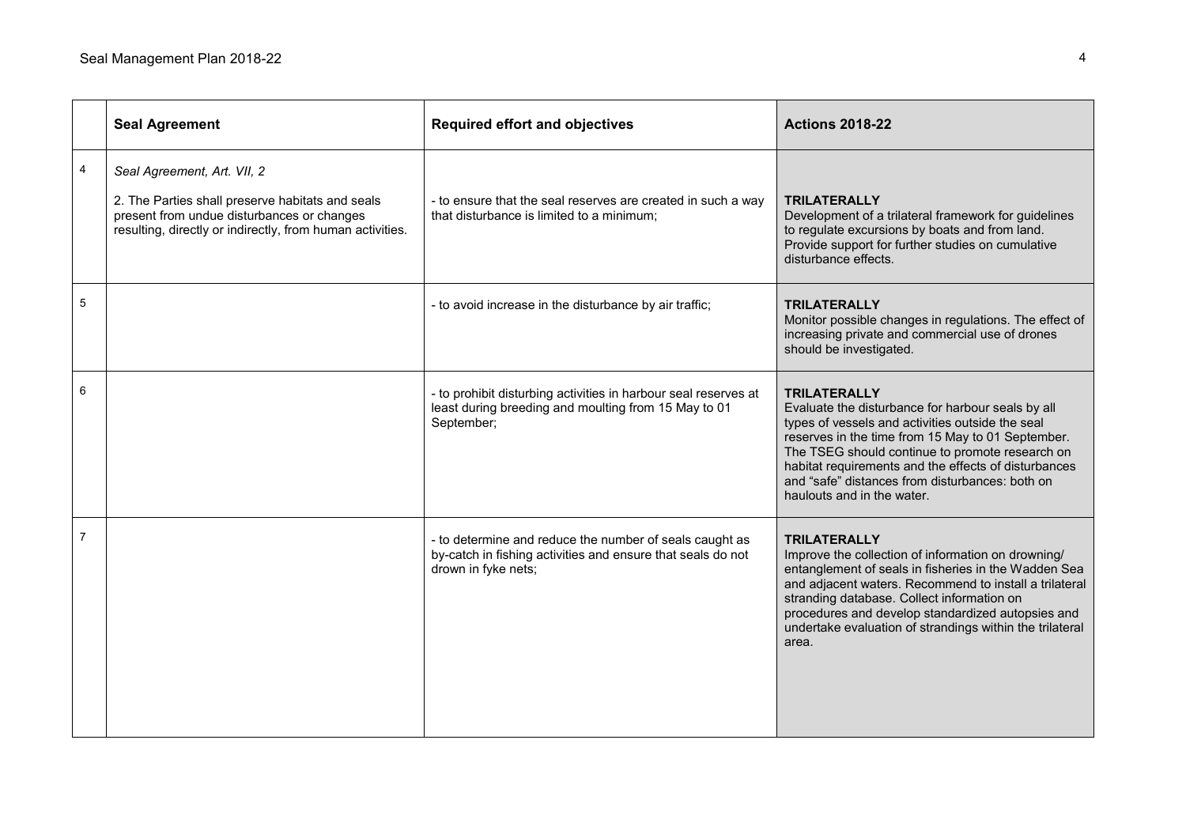| | Seal Agreement | Required effort and objectives | Actions 2018-22 |
|---|---|---|---|
| 4 | *Seal Agreement, Art. VII, 2*<br><br>2. The Parties shall preserve habitats and seals present from undue disturbances or changes resulting, directly or indirectly, from human activities. | - to ensure that the seal reserves are created in such a way that disturbance is limited to a minimum; | **TRILATERALLY**<br>Development of a trilateral framework for guidelines to regulate excursions by boats and from land. Provide support for further studies on cumulative disturbance effects. |
| 5 | | - to avoid increase in the disturbance by air traffic; | **TRILATERALLY**<br>Monitor possible changes in regulations. The effect of increasing private and commercial use of drones should be investigated. |
| 6 | | - to prohibit disturbing activities in harbour seal reserves at least during breeding and moulting from 15 May to 01 September; | **TRILATERALLY**<br>Evaluate the disturbance for harbour seals by all types of vessels and activities outside the seal reserves in the time from 15 May to 01 September. The TSEG should continue to promote research on habitat requirements and the effects of disturbances and "safe" distances from disturbances: both on haulouts and in the water. |
| 7 | | - to determine and reduce the number of seals caught as by-catch in fishing activities and ensure that seals do not drown in fyke nets; | **TRILATERALLY**<br>Improve the collection of information on drowning/ entanglement of seals in fisheries in the Wadden Sea and adjacent waters. Recommend to install a trilateral stranding database. Collect information on procedures and develop standardized autopsies and undertake evaluation of strandings within the trilateral area. |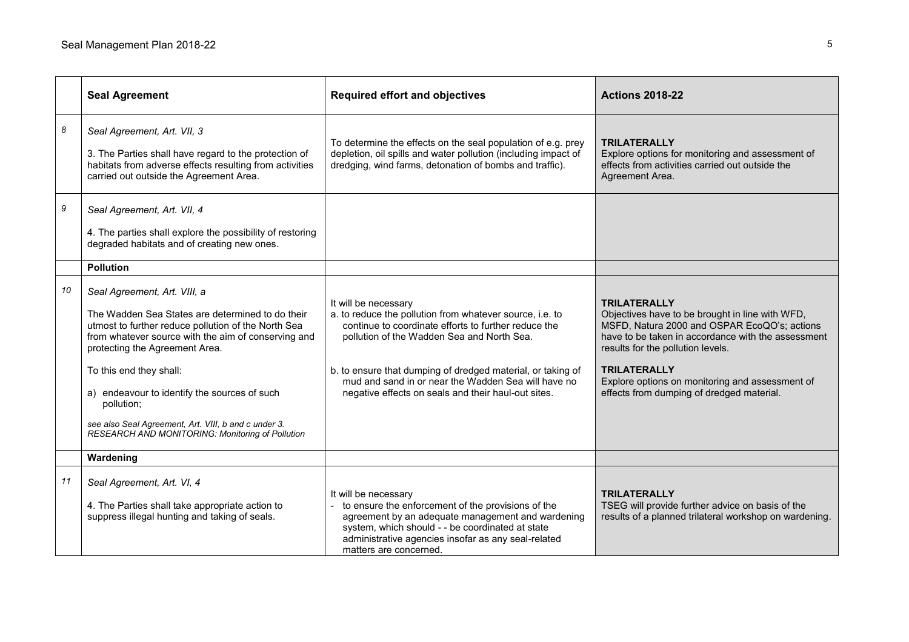|  | Seal Agreement | Required effort and objectives | Actions 2018-22 |
|---|---|---|---|
| *8* | *Seal Agreement, Art. VII, 3*<br><br>3. The Parties shall have regard to the protection of habitats from adverse effects resulting from activities carried out outside the Agreement Area. | To determine the effects on the seal population of e.g. prey depletion, oil spills and water pollution (including impact of dredging, wind farms, detonation of bombs and traffic). | **TRILATERALLY**<br>Explore options for monitoring and assessment of effects from activities carried out outside the Agreement Area. |
| *9* | *Seal Agreement, Art. VII, 4*<br><br>4. The parties shall explore the possibility of restoring degraded habitats and of creating new ones. |  |  |
|  | **Pollution** |  |  |
| *10* | *Seal Agreement, Art. VIII, a*<br><br>The Wadden Sea States are determined to do their utmost to further reduce pollution of the North Sea from whatever source with the aim of conserving and protecting the Agreement Area.<br><br>To this end they shall:<br><br>a) endeavour to identify the sources of such pollution;<br><br>*see also Seal Agreement, Art. VIII, b and c under 3. RESEARCH AND MONITORING: Monitoring of Pollution* | It will be necessary<br>a. to reduce the pollution from whatever source, i.e. to continue to coordinate efforts to further reduce the pollution of the Wadden Sea and North Sea.<br><br>b. to ensure that dumping of dredged material, or taking of mud and sand in or near the Wadden Sea will have no negative effects on seals and their haul-out sites. | **TRILATERALLY**<br>Objectives have to be brought in line with WFD, MSFD, Natura 2000 and OSPAR EcoQO's; actions have to be taken in accordance with the assessment results for the pollution levels.<br><br>**TRILATERALLY**<br>Explore options on monitoring and assessment of effects from dumping of dredged material. |
|  | **Wardening** |  |  |
| *11* | *Seal Agreement, Art. VI, 4*<br><br>4. The Parties shall take appropriate action to suppress illegal hunting and taking of seals. | It will be necessary<br>- to ensure the enforcement of the provisions of the agreement by an adequate management and wardening system, which should - - be coordinated at state administrative agencies insofar as any seal-related matters are concerned. | **TRILATERALLY**<br>TSEG will provide further advice on basis of the results of a planned trilateral workshop on wardening. |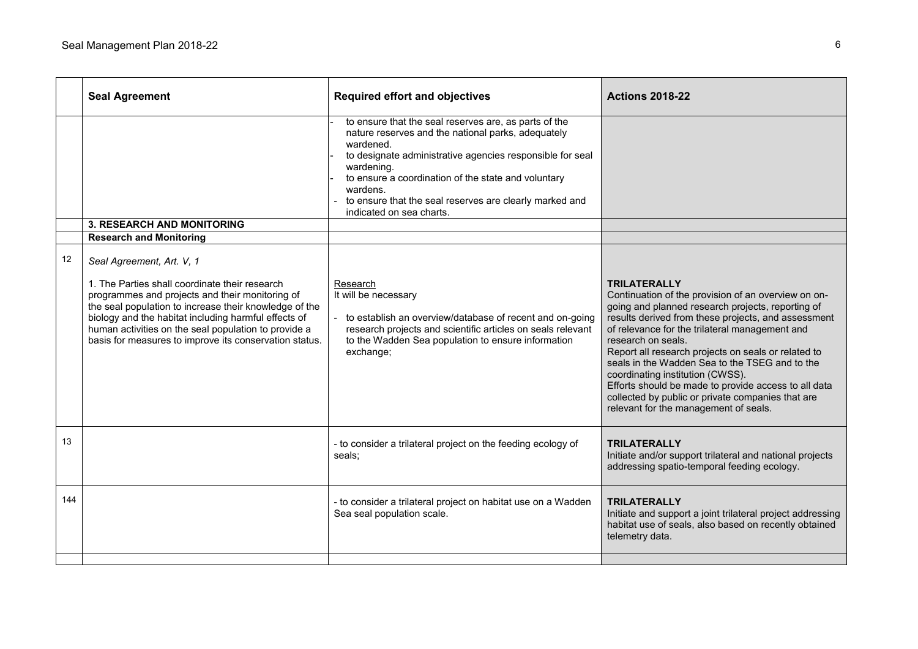| | Seal Agreement | Required effort and objectives | Actions 2018-22 |
|---|---|---|---|
| | | - to ensure that the seal reserves are, as parts of the nature reserves and the national parks, adequately wardened.<br>- to designate administrative agencies responsible for seal wardening.<br>- to ensure a coordination of the state and voluntary wardens.<br>- to ensure that the seal reserves are clearly marked and indicated on sea charts. | |
| | **3. RESEARCH AND MONITORING** | | |
| | **Research and Monitoring** | | |
| 12 | *Seal Agreement, Art. V, 1*<br><br>1. The Parties shall coordinate their research programmes and projects and their monitoring of the seal population to increase their knowledge of the biology and the habitat including harmful effects of human activities on the seal population to provide a basis for measures to improve its conservation status. | Research<br>It will be necessary<br><br>- to establish an overview/database of recent and on-going research projects and scientific articles on seals relevant to the Wadden Sea population to ensure information exchange; | **TRILATERALLY**<br>Continuation of the provision of an overview on on-going and planned research projects, reporting of results derived from these projects, and assessment of relevance for the trilateral management and research on seals.<br>Report all research projects on seals or related to seals in the Wadden Sea to the TSEG and to the coordinating institution (CWSS).<br>Efforts should be made to provide access to all data collected by public or private companies that are relevant for the management of seals. |
| 13 | | - to consider a trilateral project on the feeding ecology of seals; | **TRILATERALLY**<br>Initiate and/or support trilateral and national projects addressing spatio-temporal feeding ecology. |
| 144 | | - to consider a trilateral project on habitat use on a Wadden Sea seal population scale. | **TRILATERALLY**<br>Initiate and support a joint trilateral project addressing habitat use of seals, also based on recently obtained telemetry data. |
| | | | |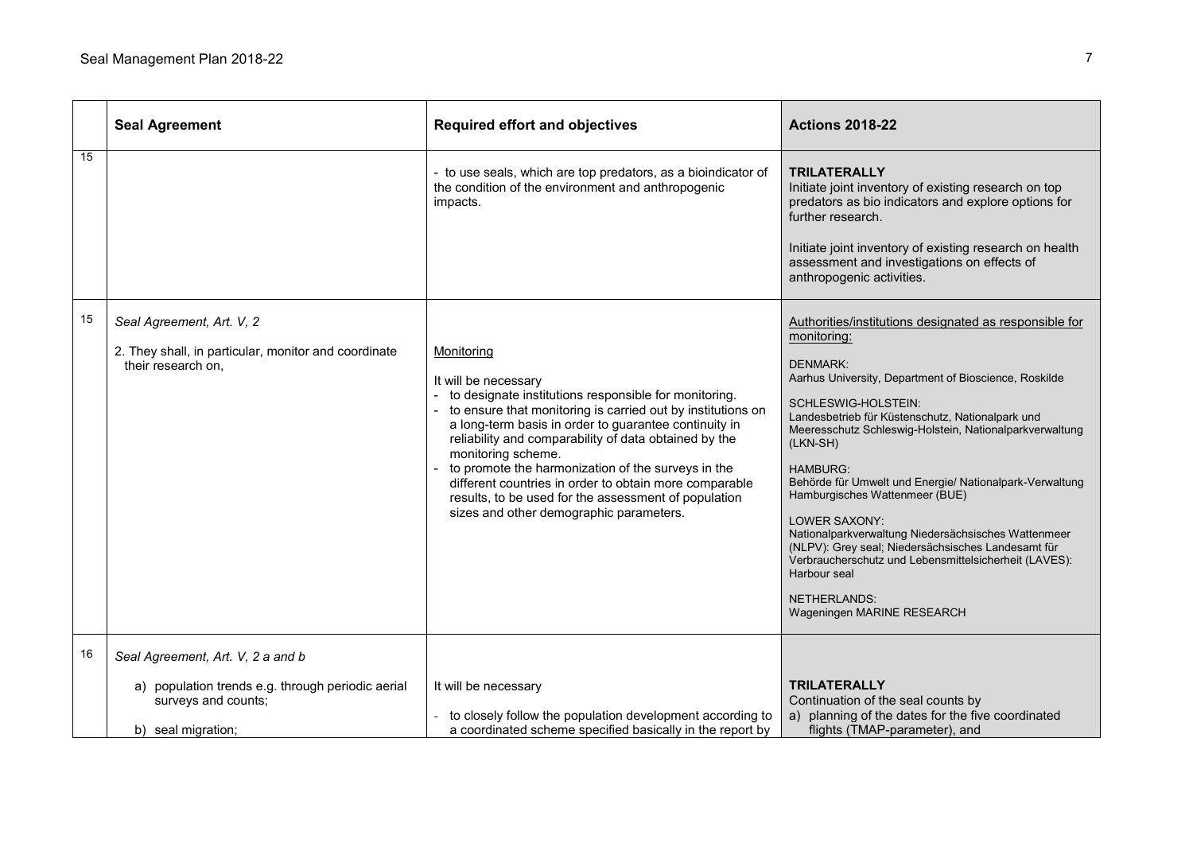|  | Seal Agreement | Required effort and objectives | Actions 2018-22 |
|---|---|---|---|
| 15 |  | - to use seals, which are top predators, as a bioindicator of the condition of the environment and anthropogenic impacts. | **TRILATERALLY**<br>Initiate joint inventory of existing research on top predators as bio indicators and explore options for further research.<br><br>Initiate joint inventory of existing research on health assessment and investigations on effects of anthropogenic activities. |
| 15 | *Seal Agreement, Art. V, 2*<br><br>2. They shall, in particular, monitor and coordinate their research on, | Monitoring<br><br>It will be necessary<br>- to designate institutions responsible for monitoring.<br>- to ensure that monitoring is carried out by institutions on a long-term basis in order to guarantee continuity in reliability and comparability of data obtained by the monitoring scheme.<br>- to promote the harmonization of the surveys in the different countries in order to obtain more comparable results, to be used for the assessment of population sizes and other demographic parameters. | Authorities/institutions designated as responsible for monitoring:<br><br>DENMARK:<br>Aarhus University, Department of Bioscience, Roskilde<br><br>SCHLESWIG-HOLSTEIN:<br>Landesbetrieb für Küstenschutz, Nationalpark und Meeresschutz Schleswig-Holstein, Nationalparkverwaltung (LKN-SH)<br><br>HAMBURG:<br>Behörde für Umwelt und Energie/ Nationalpark-Verwaltung Hamburgisches Wattenmeer (BUE)<br><br>LOWER SAXONY:<br>Nationalparkverwaltung Niedersächsisches Wattenmeer (NLPV): Grey seal; Niedersächsisches Landesamt für Verbraucherschutz und Lebensmittelsicherheit (LAVES): Harbour seal<br><br>NETHERLANDS:<br>Wageningen MARINE RESEARCH |
| 16 | *Seal Agreement, Art. V, 2 a and b*<br><br>a) population trends e.g. through periodic aerial surveys and counts;<br><br>b) seal migration; | It will be necessary<br><br>- to closely follow the population development according to a coordinated scheme specified basically in the report by | **TRILATERALLY**<br>Continuation of the seal counts by<br>a) planning of the dates for the five coordinated flights (TMAP-parameter), and |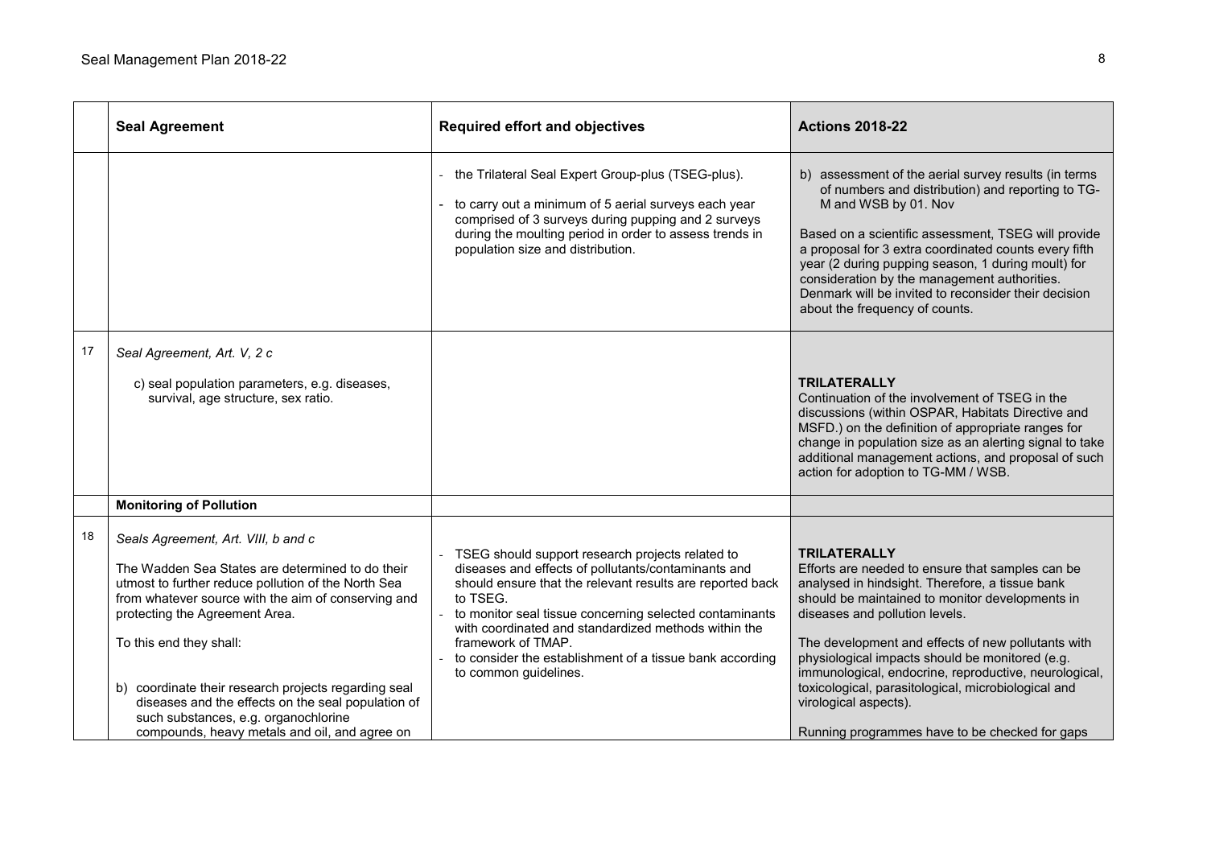| | Seal Agreement | Required effort and objectives | Actions 2018-22 |
|---|---|---|---|
| | | - the Trilateral Seal Expert Group-plus (TSEG-plus).<br>- to carry out a minimum of 5 aerial surveys each year comprised of 3 surveys during pupping and 2 surveys during the moulting period in order to assess trends in population size and distribution. | b) assessment of the aerial survey results (in terms of numbers and distribution) and reporting to TG-M and WSB by 01. Nov<br><br>Based on a scientific assessment, TSEG will provide a proposal for 3 extra coordinated counts every fifth year (2 during pupping season, 1 during moult) for consideration by the management authorities. Denmark will be invited to reconsider their decision about the frequency of counts. |
| 17 | *Seal Agreement, Art. V, 2 c*<br><br>c) seal population parameters, e.g. diseases, survival, age structure, sex ratio. | | **TRILATERALLY**<br>Continuation of the involvement of TSEG in the discussions (within OSPAR, Habitats Directive and MSFD.) on the definition of appropriate ranges for change in population size as an alerting signal to take additional management actions, and proposal of such action for adoption to TG-MM / WSB. |
| | **Monitoring of Pollution** | | |
| 18 | *Seals Agreement, Art. VIII, b and c*<br><br>The Wadden Sea States are determined to do their utmost to further reduce pollution of the North Sea from whatever source with the aim of conserving and protecting the Agreement Area.<br><br>To this end they shall:<br><br>b) coordinate their research projects regarding seal diseases and the effects on the seal population of such substances, e.g. organochlorine compounds, heavy metals and oil, and agree on | - TSEG should support research projects related to diseases and effects of pollutants/contaminants and should ensure that the relevant results are reported back to TSEG.<br>- to monitor seal tissue concerning selected contaminants with coordinated and standardized methods within the framework of TMAP.<br>- to consider the establishment of a tissue bank according to common guidelines. | **TRILATERALLY**<br>Efforts are needed to ensure that samples can be analysed in hindsight. Therefore, a tissue bank should be maintained to monitor developments in diseases and pollution levels.<br><br>The development and effects of new pollutants with physiological impacts should be monitored (e.g. immunological, endocrine, reproductive, neurological, toxicological, parasitological, microbiological and virological aspects).<br><br>Running programmes have to be checked for gaps |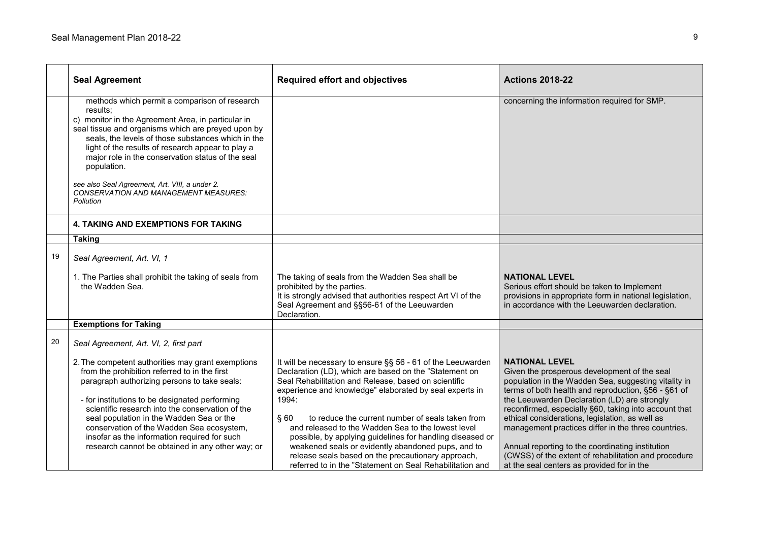| | Seal Agreement | Required effort and objectives | Actions 2018-22 |
|---|---|---|---|
| | methods which permit a comparison of research results;<br>c) monitor in the Agreement Area, in particular in seal tissue and organisms which are preyed upon by seals, the levels of those substances which in the light of the results of research appear to play a major role in the conservation status of the seal population.<br><br>*see also Seal Agreement, Art. VIII, a under 2. CONSERVATION AND MANAGEMENT MEASURES: Pollution* | | concerning the information required for SMP. |
| | **4. TAKING AND EXEMPTIONS FOR TAKING** | | |
| | **Taking** | | |
| 19 | *Seal Agreement, Art. VI, 1*<br><br>1. The Parties shall prohibit the taking of seals from the Wadden Sea. | The taking of seals from the Wadden Sea shall be prohibited by the parties.<br>It is strongly advised that authorities respect Art VI of the Seal Agreement and §§56-61 of the Leeuwarden Declaration. | **NATIONAL LEVEL**<br>Serious effort should be taken to Implement provisions in appropriate form in national legislation, in accordance with the Leeuwarden declaration. |
| | **Exemptions for Taking** | | |
| 20 | *Seal Agreement, Art. VI, 2, first part*<br><br>2. The competent authorities may grant exemptions from the prohibition referred to in the first paragraph authorizing persons to take seals:<br><br>- for institutions to be designated performing scientific research into the conservation of the seal population in the Wadden Sea or the conservation of the Wadden Sea ecosystem, insofar as the information required for such research cannot be obtained in any other way; or | It will be necessary to ensure §§ 56 - 61 of the Leeuwarden Declaration (LD), which are based on the "Statement on Seal Rehabilitation and Release, based on scientific experience and knowledge" elaborated by seal experts in 1994:<br><br>§ 60 to reduce the current number of seals taken from and released to the Wadden Sea to the lowest level possible, by applying guidelines for handling diseased or weakened seals or evidently abandoned pups, and to release seals based on the precautionary approach, referred to in the "Statement on Seal Rehabilitation and | **NATIONAL LEVEL**<br>Given the prosperous development of the seal population in the Wadden Sea, suggesting vitality in terms of both health and reproduction, §56 - §61 of the Leeuwarden Declaration (LD) are strongly reconfirmed, especially §60, taking into account that ethical considerations, legislation, as well as management practices differ in the three countries.<br><br>Annual reporting to the coordinating institution (CWSS) of the extent of rehabilitation and procedure at the seal centers as provided for in the |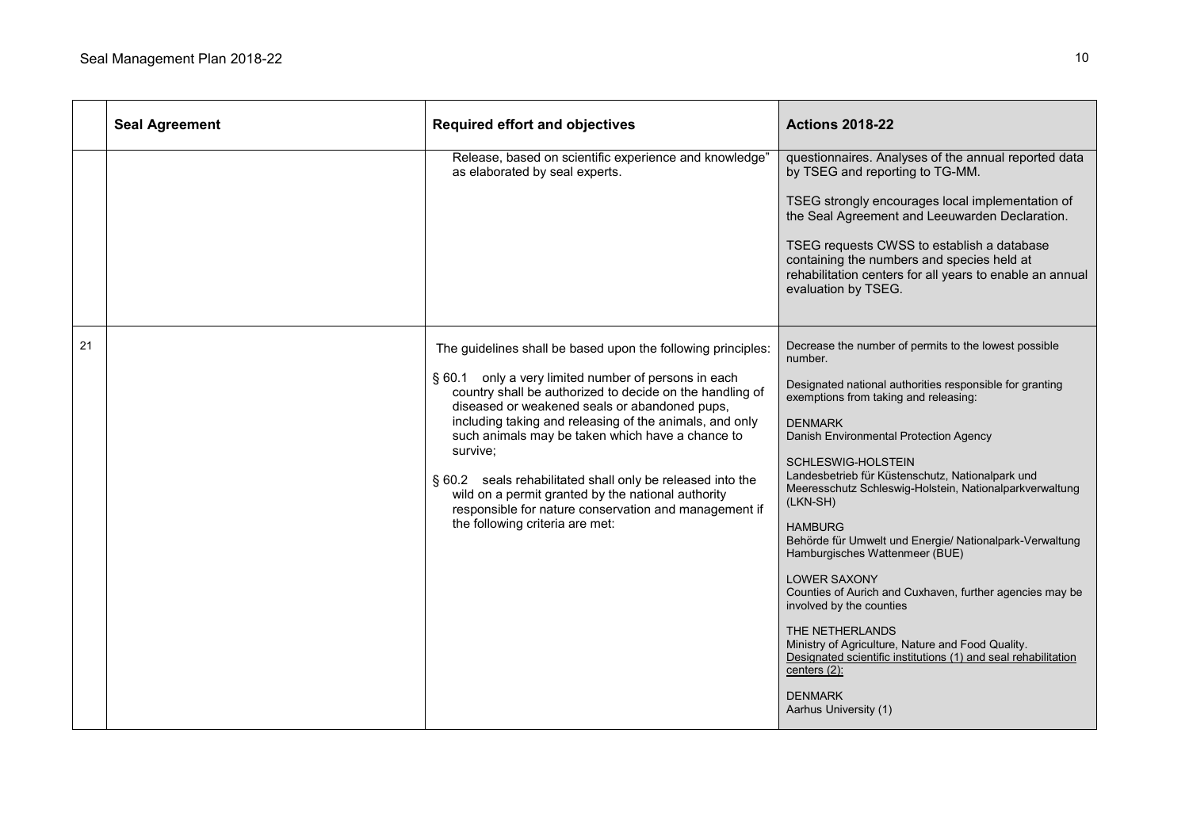| | Seal Agreement | Required effort and objectives | Actions 2018-22 |
|---|---|---|---|
| | | Release, based on scientific experience and knowledge" as elaborated by seal experts. | questionnaires. Analyses of the annual reported data by TSEG and reporting to TG-MM.<br><br>TSEG strongly encourages local implementation of the Seal Agreement and Leeuwarden Declaration.<br><br>TSEG requests CWSS to establish a database containing the numbers and species held at rehabilitation centers for all years to enable an annual evaluation by TSEG. |
| 21 | | The guidelines shall be based upon the following principles:<br><br>§ 60.1 only a very limited number of persons in each country shall be authorized to decide on the handling of diseased or weakened seals or abandoned pups, including taking and releasing of the animals, and only such animals may be taken which have a chance to survive;<br><br>§ 60.2 seals rehabilitated shall only be released into the wild on a permit granted by the national authority responsible for nature conservation and management if the following criteria are met: | Decrease the number of permits to the lowest possible number.<br><br>Designated national authorities responsible for granting exemptions from taking and releasing:<br><br>DENMARK<br>Danish Environmental Protection Agency<br><br>SCHLESWIG-HOLSTEIN<br>Landesbetrieb für Küstenschutz, Nationalpark und Meeresschutz Schleswig-Holstein, Nationalparkverwaltung (LKN-SH)<br><br>HAMBURG<br>Behörde für Umwelt und Energie/ Nationalpark-Verwaltung Hamburgisches Wattenmeer (BUE)<br><br>LOWER SAXONY<br>Counties of Aurich and Cuxhaven, further agencies may be involved by the counties<br><br>THE NETHERLANDS<br>Ministry of Agriculture, Nature and Food Quality.<br>Designated scientific institutions (1) and seal rehabilitation centers (2):<br><br>DENMARK<br>Aarhus University (1) |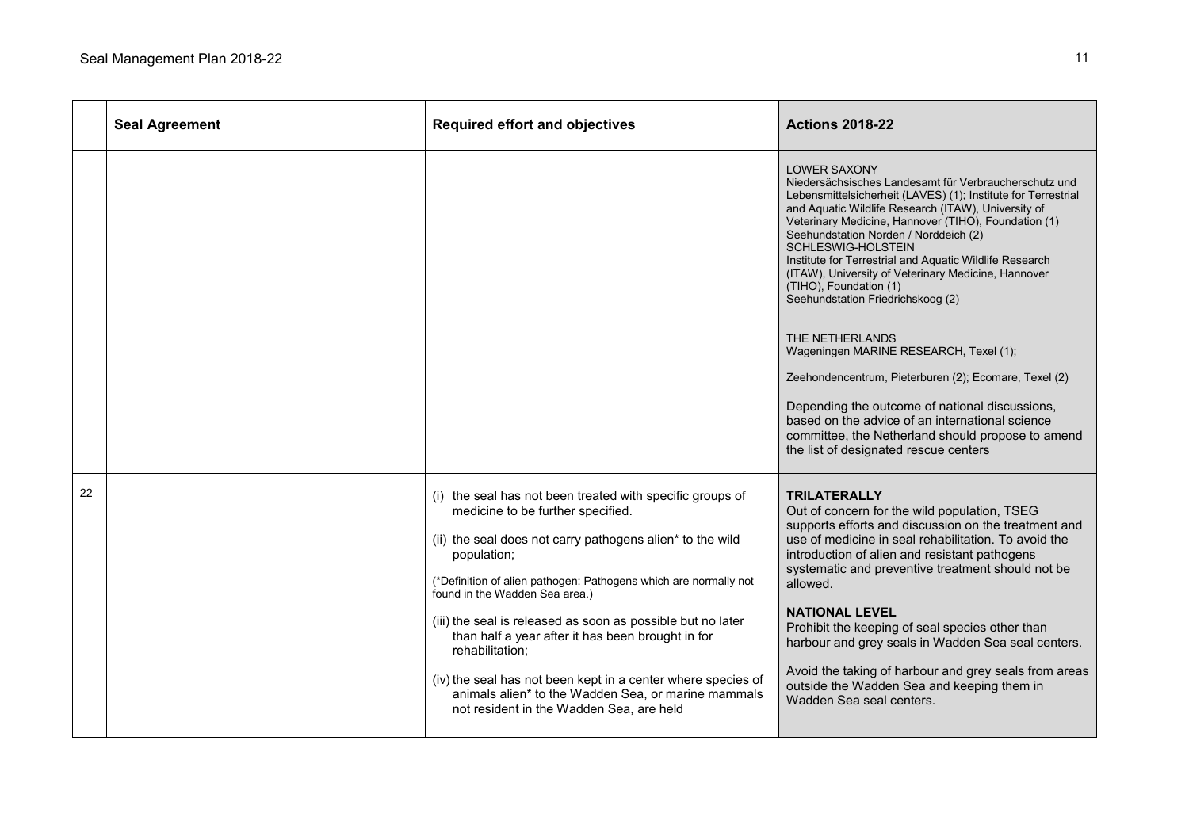| | Seal Agreement | Required effort and objectives | Actions 2018-22 |
|---|---|---|---|
| | | | LOWER SAXONY<br>Niedersächsisches Landesamt für Verbraucherschutz und Lebensmittelsicherheit (LAVES) (1); Institute for Terrestrial and Aquatic Wildlife Research (ITAW), University of Veterinary Medicine, Hannover (TIHO), Foundation (1)<br>Seehundstation Norden / Norddeich (2)<br>SCHLESWIG-HOLSTEIN<br>Institute for Terrestrial and Aquatic Wildlife Research (ITAW), University of Veterinary Medicine, Hannover (TIHO), Foundation (1)<br>Seehundstation Friedrichskoog (2)<br><br>THE NETHERLANDS<br>Wageningen MARINE RESEARCH, Texel (1);<br><br>Zeehondencentrum, Pieterburen (2); Ecomare, Texel (2)<br><br>Depending the outcome of national discussions, based on the advice of an international science committee, the Netherland should propose to amend the list of designated rescue centers |
| 22 | | (i) the seal has not been treated with specific groups of medicine to be further specified.<br><br>(ii) the seal does not carry pathogens alien* to the wild population;<br><br>(*Definition of alien pathogen: Pathogens which are normally not found in the Wadden Sea area.)<br><br>(iii) the seal is released as soon as possible but no later than half a year after it has been brought in for rehabilitation;<br><br>(iv) the seal has not been kept in a center where species of animals alien* to the Wadden Sea, or marine mammals not resident in the Wadden Sea, are held | **TRILATERALLY**<br>Out of concern for the wild population, TSEG supports efforts and discussion on the treatment and use of medicine in seal rehabilitation. To avoid the introduction of alien and resistant pathogens systematic and preventive treatment should not be allowed.<br><br>**NATIONAL LEVEL**<br>Prohibit the keeping of seal species other than harbour and grey seals in Wadden Sea seal centers.<br><br>Avoid the taking of harbour and grey seals from areas outside the Wadden Sea and keeping them in Wadden Sea seal centers. |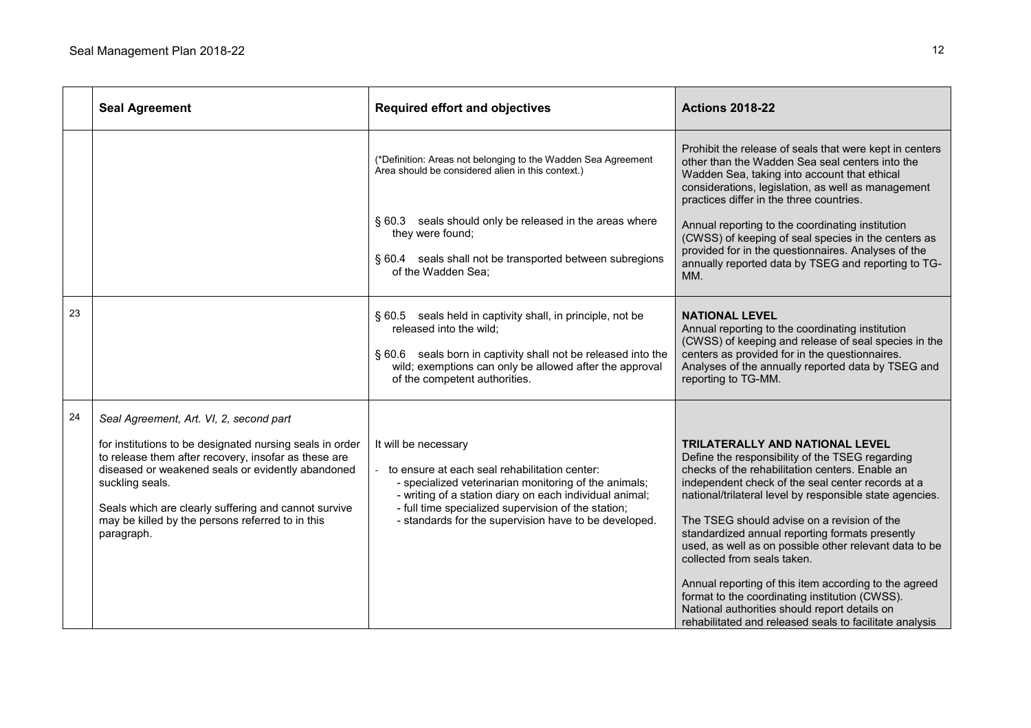| | Seal Agreement | Required effort and objectives | Actions 2018-22 |
|---|---|---|---|
| | | (*Definition: Areas not belonging to the Wadden Sea Agreement Area should be considered alien in this context.)<br><br>§ 60.3 seals should only be released in the areas where they were found;<br><br>§ 60.4 seals shall not be transported between subregions of the Wadden Sea; | Prohibit the release of seals that were kept in centers other than the Wadden Sea seal centers into the Wadden Sea, taking into account that ethical considerations, legislation, as well as management practices differ in the three countries.<br><br>Annual reporting to the coordinating institution (CWSS) of keeping of seal species in the centers as provided for in the questionnaires. Analyses of the annually reported data by TSEG and reporting to TG-MM. |
| 23 | | § 60.5 seals held in captivity shall, in principle, not be released into the wild;<br><br>§ 60.6 seals born in captivity shall not be released into the wild; exemptions can only be allowed after the approval of the competent authorities. | **NATIONAL LEVEL**<br>Annual reporting to the coordinating institution (CWSS) of keeping and release of seal species in the centers as provided for in the questionnaires. Analyses of the annually reported data by TSEG and reporting to TG-MM. |
| 24 | *Seal Agreement, Art. VI, 2, second part*<br><br>for institutions to be designated nursing seals in order to release them after recovery, insofar as these are diseased or weakened seals or evidently abandoned suckling seals.<br><br>Seals which are clearly suffering and cannot survive may be killed by the persons referred to in this paragraph. | It will be necessary<br><br>- to ensure at each seal rehabilitation center:<br>- specialized veterinarian monitoring of the animals;<br>- writing of a station diary on each individual animal;<br>- full time specialized supervision of the station;<br>- standards for the supervision have to be developed. | **TRILATERALLY AND NATIONAL LEVEL**<br>Define the responsibility of the TSEG regarding checks of the rehabilitation centers. Enable an independent check of the seal center records at a national/trilateral level by responsible state agencies.<br><br>The TSEG should advise on a revision of the standardized annual reporting formats presently used, as well as on possible other relevant data to be collected from seals taken.<br><br>Annual reporting of this item according to the agreed format to the coordinating institution (CWSS). National authorities should report details on rehabilitated and released seals to facilitate analysis |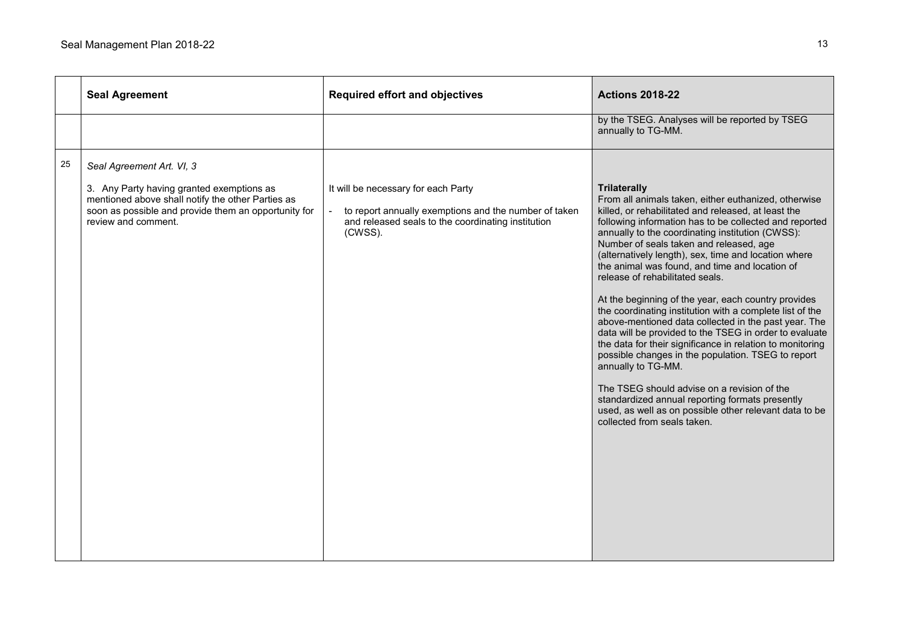| | Seal Agreement | Required effort and objectives | Actions 2018-22 |
|---|---|---|---|
| | | | by the TSEG. Analyses will be reported by TSEG annually to TG-MM. |
| 25 | *Seal Agreement Art. VI, 3*<br><br>3. Any Party having granted exemptions as mentioned above shall notify the other Parties as soon as possible and provide them an opportunity for review and comment. | It will be necessary for each Party<br><br>- to report annually exemptions and the number of taken and released seals to the coordinating institution (CWSS). | **Trilaterally**<br>From all animals taken, either euthanized, otherwise killed, or rehabilitated and released, at least the following information has to be collected and reported annually to the coordinating institution (CWSS): Number of seals taken and released, age (alternatively length), sex, time and location where the animal was found, and time and location of release of rehabilitated seals.<br><br>At the beginning of the year, each country provides the coordinating institution with a complete list of the above-mentioned data collected in the past year. The data will be provided to the TSEG in order to evaluate the data for their significance in relation to monitoring possible changes in the population. TSEG to report annually to TG-MM.<br><br>The TSEG should advise on a revision of the standardized annual reporting formats presently used, as well as on possible other relevant data to be collected from seals taken. |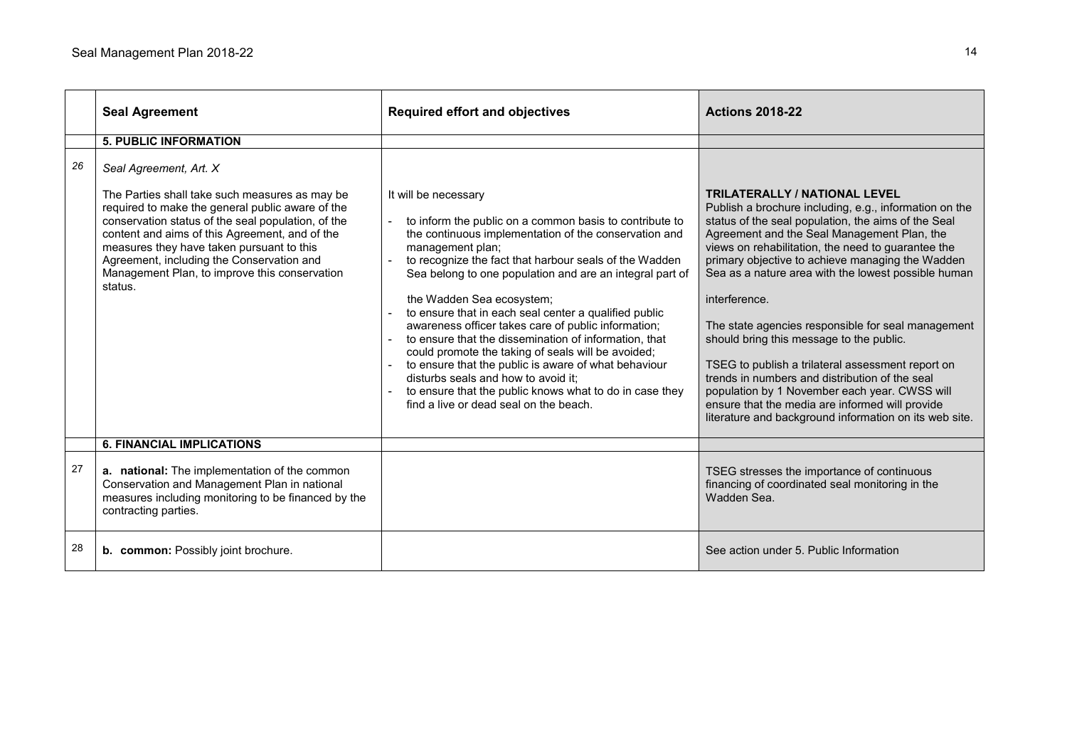| | Seal Agreement | Required effort and objectives | Actions 2018-22 |
|---|---|---|---|
| | **5. PUBLIC INFORMATION** | | |
| *26* | *Seal Agreement, Art. X*<br><br>The Parties shall take such measures as may be required to make the general public aware of the conservation status of the seal population, of the content and aims of this Agreement, and of the measures they have taken pursuant to this Agreement, including the Conservation and Management Plan, to improve this conservation status. | It will be necessary<br>- to inform the public on a common basis to contribute to the continuous implementation of the conservation and management plan;<br>- to recognize the fact that harbour seals of the Wadden Sea belong to one population and are an integral part of the Wadden Sea ecosystem;<br>- to ensure that in each seal center a qualified public awareness officer takes care of public information;<br>- to ensure that the dissemination of information, that could promote the taking of seals will be avoided;<br>- to ensure that the public is aware of what behaviour disturbs seals and how to avoid it;<br>- to ensure that the public knows what to do in case they find a live or dead seal on the beach. | **TRILATERALLY / NATIONAL LEVEL**<br>Publish a brochure including, e.g., information on the status of the seal population, the aims of the Seal Agreement and the Seal Management Plan, the views on rehabilitation, the need to guarantee the primary objective to achieve managing the Wadden Sea as a nature area with the lowest possible human interference.<br><br>The state agencies responsible for seal management should bring this message to the public.<br><br>TSEG to publish a trilateral assessment report on trends in numbers and distribution of the seal population by 1 November each year. CWSS will ensure that the media are informed will provide literature and background information on its web site. |
| | **6. FINANCIAL IMPLICATIONS** | | |
| 27 | **a. national:** The implementation of the common Conservation and Management Plan in national measures including monitoring to be financed by the contracting parties. | | TSEG stresses the importance of continuous financing of coordinated seal monitoring in the Wadden Sea. |
| 28 | **b. common:** Possibly joint brochure. | | See action under 5. Public Information |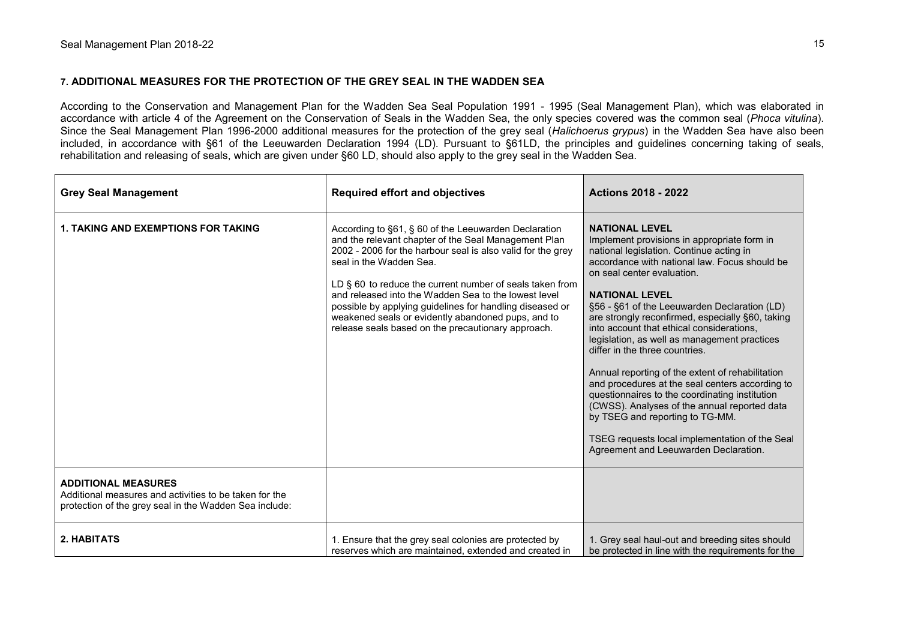### 7. ADDITIONAL MEASURES FOR THE PROTECTION OF THE GREY SEAL IN THE WADDEN SEA

According to the Conservation and Management Plan for the Wadden Sea Seal Population 1991 - 1995 (Seal Management Plan), which was elaborated in accordance with article 4 of the Agreement on the Conservation of Seals in the Wadden Sea, the only species covered was the common seal (*Phoca vitulina*). Since the Seal Management Plan 1996-2000 additional measures for the protection of the grey seal (*Halichoerus grypus*) in the Wadden Sea have also been included, in accordance with §61 of the Leeuwarden Declaration 1994 (LD). Pursuant to §61LD, the principles and guidelines concerning taking of seals, rehabilitation and releasing of seals, which are given under §60 LD, should also apply to the grey seal in the Wadden Sea.

| Grey Seal Management | Required effort and objectives | Actions 2018 - 2022 |
|---|---|---|
| **1. TAKING AND EXEMPTIONS FOR TAKING** | According to §61, § 60 of the Leeuwarden Declaration and the relevant chapter of the Seal Management Plan 2002 - 2006 for the harbour seal is also valid for the grey seal in the Wadden Sea.<br><br>LD § 60 to reduce the current number of seals taken from and released into the Wadden Sea to the lowest level possible by applying guidelines for handling diseased or weakened seals or evidently abandoned pups, and to release seals based on the precautionary approach. | **NATIONAL LEVEL**<br>Implement provisions in appropriate form in national legislation. Continue acting in accordance with national law. Focus should be on seal center evaluation.<br><br>**NATIONAL LEVEL**<br>§56 - §61 of the Leeuwarden Declaration (LD) are strongly reconfirmed, especially §60, taking into account that ethical considerations, legislation, as well as management practices differ in the three countries.<br><br>Annual reporting of the extent of rehabilitation and procedures at the seal centers according to questionnaires to the coordinating institution (CWSS). Analyses of the annual reported data by TSEG and reporting to TG-MM.<br><br>TSEG requests local implementation of the Seal Agreement and Leeuwarden Declaration. |
| **ADDITIONAL MEASURES**<br>Additional measures and activities to be taken for the protection of the grey seal in the Wadden Sea include: | | |
| **2. HABITATS** | 1. Ensure that the grey seal colonies are protected by reserves which are maintained, extended and created in | 1. Grey seal haul-out and breeding sites should be protected in line with the requirements for the |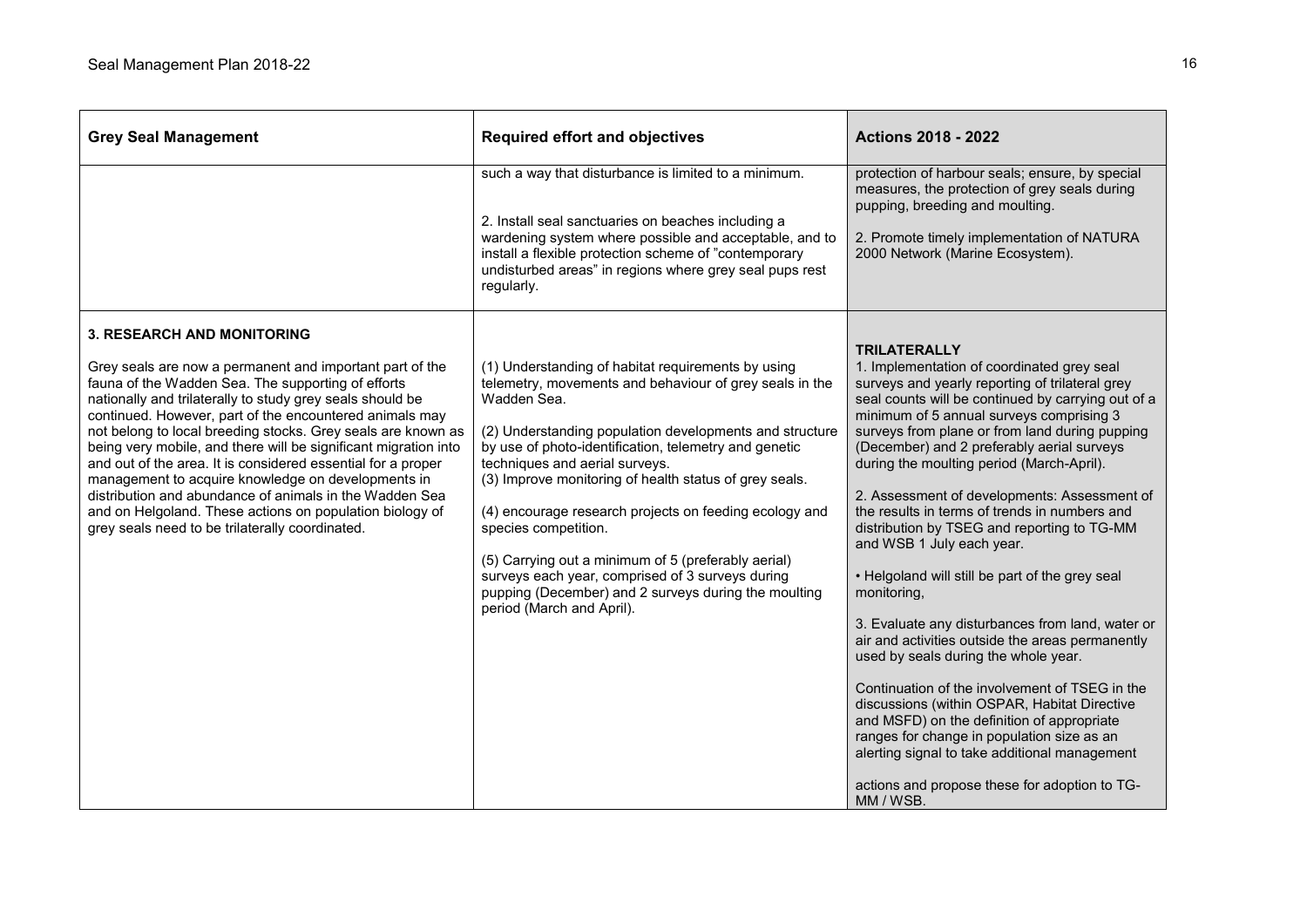| Grey Seal Management | Required effort and objectives | Actions 2018 - 2022 |
|---|---|---|
| | such a way that disturbance is limited to a minimum.<br><br>2. Install seal sanctuaries on beaches including a wardening system where possible and acceptable, and to install a flexible protection scheme of "contemporary undisturbed areas" in regions where grey seal pups rest regularly. | protection of harbour seals; ensure, by special measures, the protection of grey seals during pupping, breeding and moulting.<br><br>2. Promote timely implementation of NATURA 2000 Network (Marine Ecosystem). |
| **3. RESEARCH AND MONITORING**<br><br>Grey seals are now a permanent and important part of the fauna of the Wadden Sea. The supporting of efforts nationally and trilaterally to study grey seals should be continued. However, part of the encountered animals may not belong to local breeding stocks. Grey seals are known as being very mobile, and there will be significant migration into and out of the area. It is considered essential for a proper management to acquire knowledge on developments in distribution and abundance of animals in the Wadden Sea and on Helgoland. These actions on population biology of grey seals need to be trilaterally coordinated. | (1) Understanding of habitat requirements by using telemetry, movements and behaviour of grey seals in the Wadden Sea.<br><br>(2) Understanding population developments and structure by use of photo-identification, telemetry and genetic techniques and aerial surveys.<br>(3) Improve monitoring of health status of grey seals.<br><br>(4) encourage research projects on feeding ecology and species competition.<br><br>(5) Carrying out a minimum of 5 (preferably aerial) surveys each year, comprised of 3 surveys during pupping (December) and 2 surveys during the moulting period (March and April). | **TRILATERALLY**<br>1. Implementation of coordinated grey seal surveys and yearly reporting of trilateral grey seal counts will be continued by carrying out of a minimum of 5 annual surveys comprising 3 surveys from plane or from land during pupping (December) and 2 preferably aerial surveys during the moulting period (March-April).<br><br>2. Assessment of developments: Assessment of the results in terms of trends in numbers and distribution by TSEG and reporting to TG-MM and WSB 1 July each year.<br><br>• Helgoland will still be part of the grey seal monitoring,<br><br>3. Evaluate any disturbances from land, water or air and activities outside the areas permanently used by seals during the whole year.<br><br>Continuation of the involvement of TSEG in the discussions (within OSPAR, Habitat Directive and MSFD) on the definition of appropriate ranges for change in population size as an alerting signal to take additional management<br><br>actions and propose these for adoption to TG-MM / WSB. |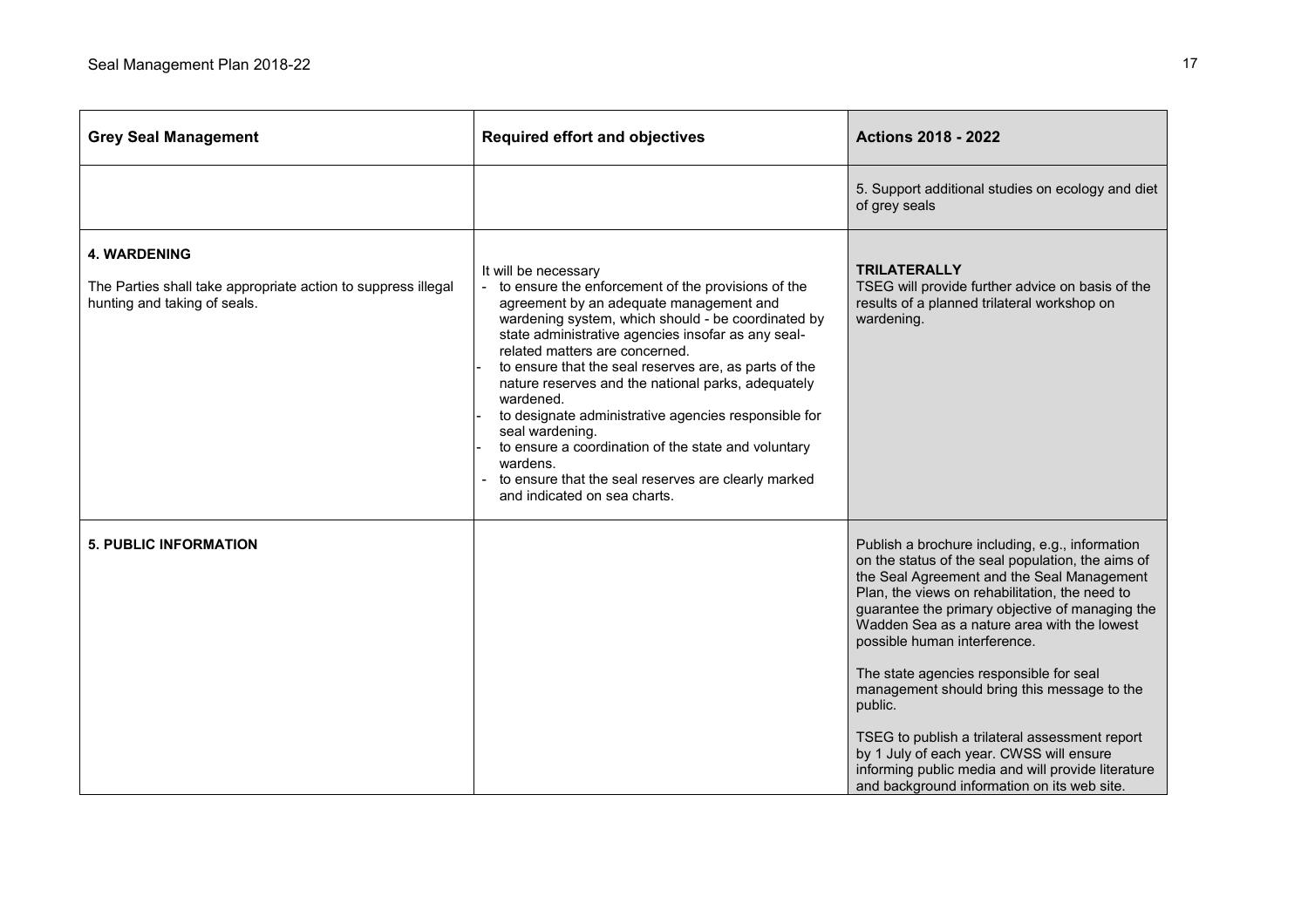| Grey Seal Management | Required effort and objectives | Actions 2018 - 2022 |
|---|---|---|
| | | 5. Support additional studies on ecology and diet of grey seals |
| **4. WARDENING**<br><br>The Parties shall take appropriate action to suppress illegal hunting and taking of seals. | It will be necessary<br>- to ensure the enforcement of the provisions of the agreement by an adequate management and wardening system, which should - be coordinated by state administrative agencies insofar as any seal-related matters are concerned.<br>- to ensure that the seal reserves are, as parts of the nature reserves and the national parks, adequately wardened.<br>- to designate administrative agencies responsible for seal wardening.<br>- to ensure a coordination of the state and voluntary wardens.<br>- to ensure that the seal reserves are clearly marked and indicated on sea charts. | **TRILATERALLY**<br>TSEG will provide further advice on basis of the results of a planned trilateral workshop on wardening. |
| **5. PUBLIC INFORMATION** | | Publish a brochure including, e.g., information on the status of the seal population, the aims of the Seal Agreement and the Seal Management Plan, the views on rehabilitation, the need to guarantee the primary objective of managing the Wadden Sea as a nature area with the lowest possible human interference.<br><br>The state agencies responsible for seal management should bring this message to the public.<br><br>TSEG to publish a trilateral assessment report by 1 July of each year. CWSS will ensure informing public media and will provide literature and background information on its web site. |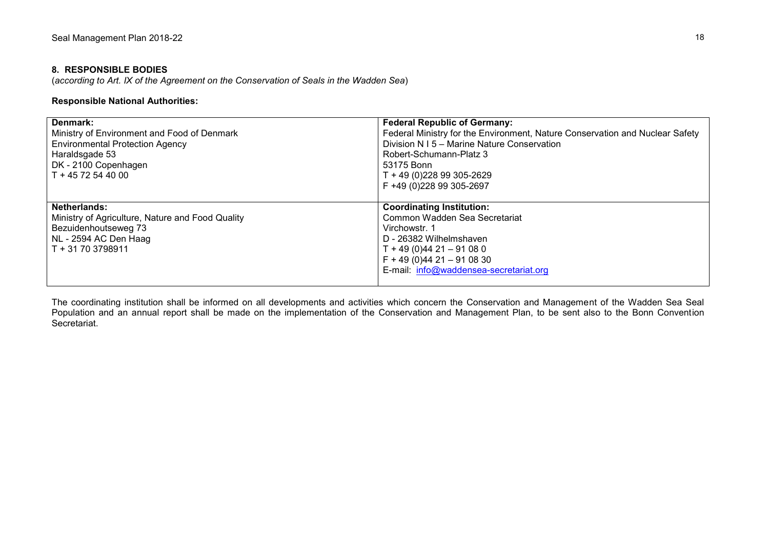## 8. RESPONSIBLE BODIES

(*according to Art. IX of the Agreement on the Conservation of Seals in the Wadden Sea*)

**Responsible National Authorities:**

| | |
|---|---|
| **Denmark:**<br>Ministry of Environment and Food of Denmark<br>Environmental Protection Agency<br>Haraldsgade 53<br>DK - 2100 Copenhagen<br>T + 45 72 54 40 00 | **Federal Republic of Germany:**<br>Federal Ministry for the Environment, Nature Conservation and Nuclear Safety<br>Division N I 5 – Marine Nature Conservation<br>Robert-Schumann-Platz 3<br>53175 Bonn<br>T + 49 (0)228 99 305-2629<br>F +49 (0)228 99 305-2697 |
| **Netherlands:**<br>Ministry of Agriculture, Nature and Food Quality<br>Bezuidenhoutseweg 73<br>NL - 2594 AC Den Haag<br>T + 31 70 3798911 | **Coordinating Institution:**<br>Common Wadden Sea Secretariat<br>Virchowstr. 1<br>D - 26382 Wilhelmshaven<br>T + 49 (0)44 21 – 91 08 0<br>F + 49 (0)44 21 – 91 08 30<br>E-mail: info@waddensea-secretariat.org |

The coordinating institution shall be informed on all developments and activities which concern the Conservation and Management of the Wadden Sea Seal Population and an annual report shall be made on the implementation of the Conservation and Management Plan, to be sent also to the Bonn Convention Secretariat.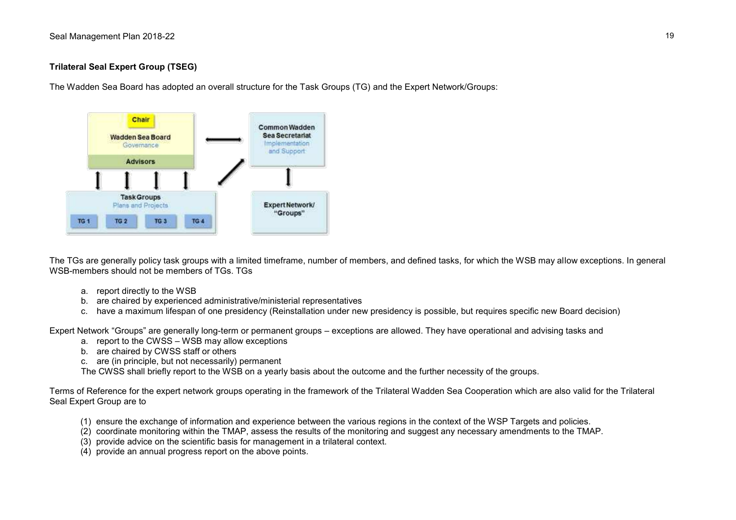**Trilateral Seal Expert Group (TSEG)**

The Wadden Sea Board has adopted an overall structure for the Task Groups (TG) and the Expert Network/Groups:

The TGs are generally policy task groups with a limited timeframe, number of members, and defined tasks, for which the WSB may allow exceptions. In general WSB-members should not be members of TGs. TGs

a. report directly to the WSB
b. are chaired by experienced administrative/ministerial representatives
c. have a maximum lifespan of one presidency (Reinstallation under new presidency is possible, but requires specific new Board decision)

Expert Network "Groups" are generally long-term or permanent groups – exceptions are allowed. They have operational and advising tasks and

a. report to the CWSS – WSB may allow exceptions
b. are chaired by CWSS staff or others
c. are (in principle, but not necessarily) permanent

The CWSS shall briefly report to the WSB on a yearly basis about the outcome and the further necessity of the groups.

Terms of Reference for the expert network groups operating in the framework of the Trilateral Wadden Sea Cooperation which are also valid for the Trilateral Seal Expert Group are to

(1) ensure the exchange of information and experience between the various regions in the context of the WSP Targets and policies.
(2) coordinate monitoring within the TMAP, assess the results of the monitoring and suggest any necessary amendments to the TMAP.
(3) provide advice on the scientific basis for management in a trilateral context.
(4) provide an annual progress report on the above points.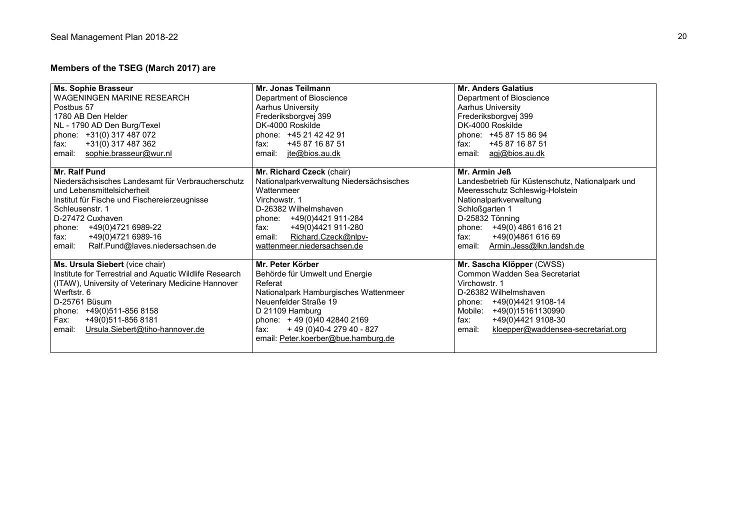### Members of the TSEG (March 2017) are

| | | |
|---|---|---|
| **Ms. Sophie Brasseur**<br>WAGENINGEN MARINE RESEARCH<br>Postbus 57<br>1780 AB Den Helder<br>NL - 1790 AD Den Burg/Texel<br>phone: +31(0) 317 487 072<br>fax: +31(0) 317 487 362<br>email: sophie.brasseur@wur.nl | **Mr. Jonas Teilmann**<br>Department of Bioscience<br>Aarhus University<br>Frederiksborgvej 399<br>DK-4000 Roskilde<br>phone: +45 21 42 42 91<br>fax: +45 87 16 87 51<br>email: jte@bios.au.dk | **Mr. Anders Galatius**<br>Department of Bioscience<br>Aarhus University<br>Frederiksborgvej 399<br>DK-4000 Roskilde<br>phone: +45 87 15 86 94<br>fax: +45 87 16 87 51<br>email: agj@bios.au.dk |
| **Mr. Ralf Pund**<br>Niedersächsisches Landesamt für Verbraucherschutz und Lebensmittelsicherheit<br>Institut für Fische und Fischereierzeugnisse<br>Schleusenstr. 1<br>D-27472 Cuxhaven<br>phone: +49(0)4721 6989-22<br>fax: +49(0)4721 6989-16<br>email: Ralf.Pund@laves.niedersachsen.de | **Mr. Richard Czeck** (chair)<br>Nationalparkverwaltung Niedersächsisches Wattenmeer<br>Virchowstr. 1<br>D-26382 Wilhelmshaven<br>phone: +49(0)4421 911-284<br>fax: +49(0)4421 911-280<br>email: Richard.Czeck@nlpv-wattenmeer.niedersachsen.de | **Mr. Armin Jeß**<br>Landesbetrieb für Küstenschutz, Nationalpark und Meeresschutz Schleswig-Holstein<br>Nationalparkverwaltung<br>Schloßgarten 1<br>D-25832 Tönning<br>phone: +49(0) 4861 616 21<br>fax: +49(0)4861 616 69<br>email: Armin.Jess@lkn.landsh.de |
| **Ms. Ursula Siebert** (vice chair)<br>Institute for Terrestrial and Aquatic Wildlife Research (ITAW), University of Veterinary Medicine Hannover<br>Werftstr. 6<br>D-25761 Büsum<br>phone: +49(0)511-856 8158<br>Fax: +49(0)511-856 8181<br>email: Ursula.Siebert@tiho-hannover.de | **Mr. Peter Körber**<br>Behörde für Umwelt und Energie<br>Referat<br>Nationalpark Hamburgisches Wattenmeer<br>Neuenfelder Straße 19<br>D 21109 Hamburg<br>phone: + 49 (0)40 42840 2169<br>fax: + 49 (0)40-4 279 40 - 827<br>email: Peter.koerber@bue.hamburg.de | **Mr. Sascha Klöpper** (CWSS)<br>Common Wadden Sea Secretariat<br>Virchowstr. 1<br>D-26382 Wilhelmshaven<br>phone: +49(0)4421 9108-14<br>Mobile: +49(0)15161130990<br>fax: +49(0)4421 9108-30<br>email: kloepper@waddensea-secretariat.org |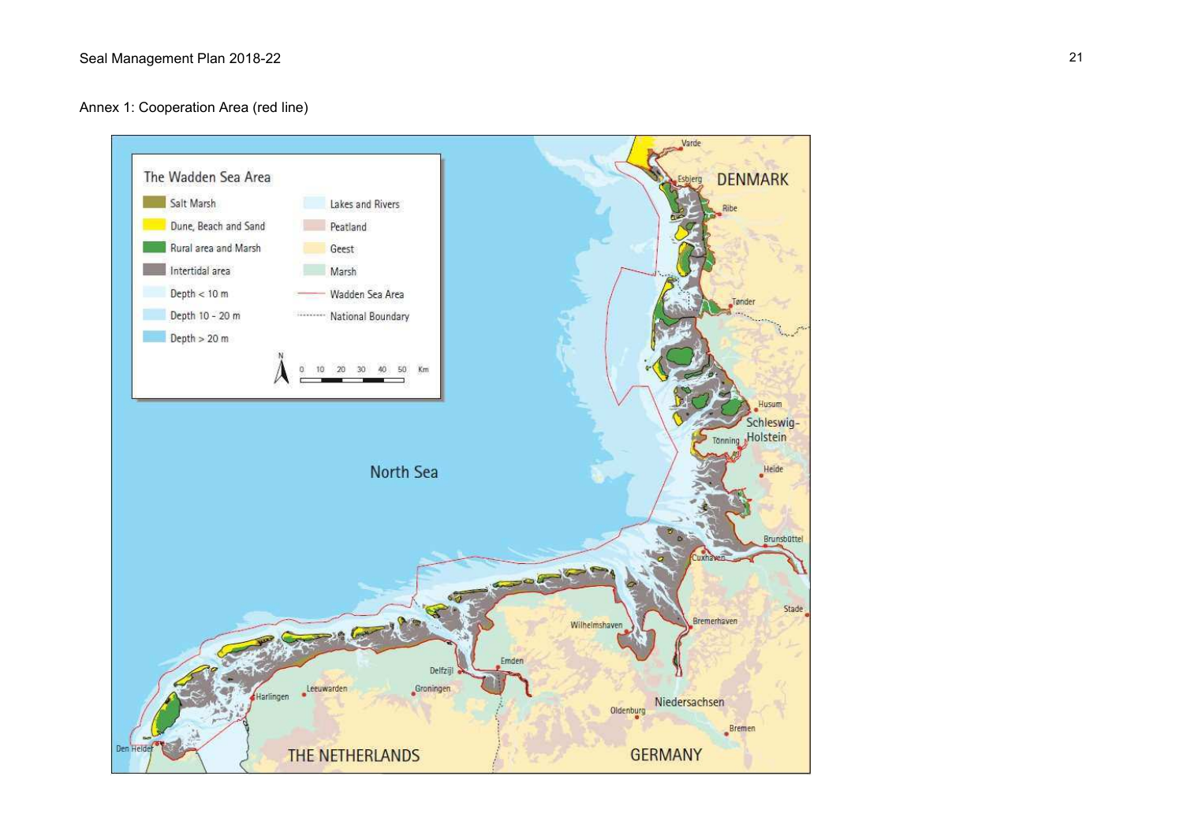Annex 1: Cooperation Area (red line)

The Wadden Sea Area

Salt Marsh
Dune, Beach and Sand
Rural area and Marsh
Intertidal area
Depth < 10 m
Depth 10 - 20 m
Depth > 20 m
Lakes and Rivers
Peatland
Geest
Marsh
Wadden Sea Area
National Boundary

N

0 10 20 30 40 50 Km

North Sea

DENMARK

Varde
Esbjerg
Ribe
Tønder
Husum
Schleswig-Holstein
Tönning
Heide
Brunsbüttel
Cuxhaven
Stade
Bremerhaven
Wilhelmshaven
Emden
Delfzijl
Groningen
Leeuwarden
Harlingen
Den Helder
Oldenburg
Niedersachsen
Bremen

THE NETHERLANDS

GERMANY